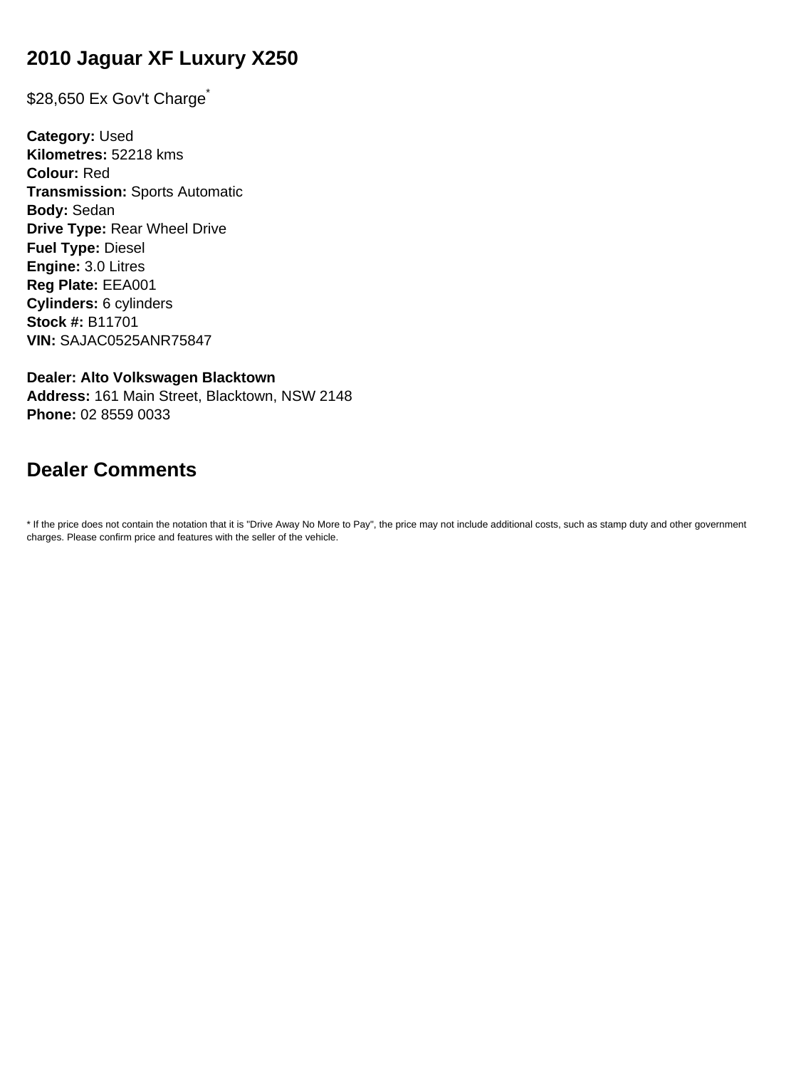## 2010 Jaguar XF Luxury X250

$28,650 Ex Gov't Charge*

**Category:** Used
**Kilometres:** 52218 kms
**Colour:** Red
**Transmission:** Sports Automatic
**Body:** Sedan
**Drive Type:** Rear Wheel Drive
**Fuel Type:** Diesel
**Engine:** 3.0 Litres
**Reg Plate:** EEA001
**Cylinders:** 6 cylinders
**Stock #:** B11701
**VIN:** SAJAC0525ANR75847

**Dealer: Alto Volkswagen Blacktown**
**Address:** 161 Main Street, Blacktown, NSW 2148
**Phone:** 02 8559 0033

## Dealer Comments

* If the price does not contain the notation that it is "Drive Away No More to Pay", the price may not include additional costs, such as stamp duty and other government charges. Please confirm price and features with the seller of the vehicle.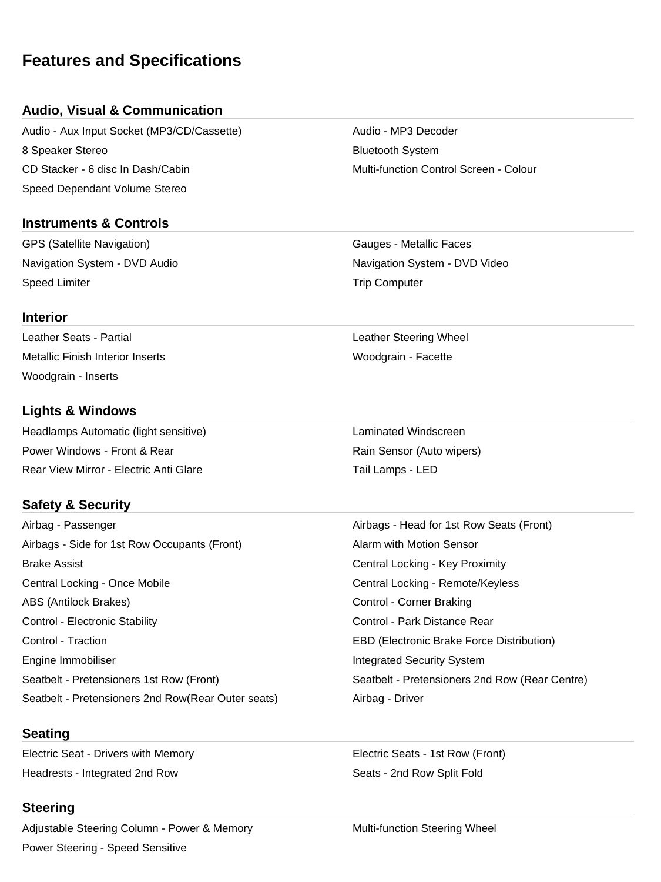# Features and Specifications

## Audio, Visual & Communication

- Audio - Aux Input Socket (MP3/CD/Cassette)
- Audio - MP3 Decoder
- 8 Speaker Stereo
- Bluetooth System
- CD Stacker - 6 disc In Dash/Cabin
- Multi-function Control Screen - Colour
- Speed Dependant Volume Stereo

## Instruments & Controls

- GPS (Satellite Navigation)
- Gauges - Metallic Faces
- Navigation System - DVD Audio
- Navigation System - DVD Video
- Speed Limiter
- Trip Computer

## Interior

- Leather Seats - Partial
- Leather Steering Wheel
- Metallic Finish Interior Inserts
- Woodgrain - Facette
- Woodgrain - Inserts

## Lights & Windows

- Headlamps Automatic (light sensitive)
- Laminated Windscreen
- Power Windows - Front & Rear
- Rain Sensor (Auto wipers)
- Rear View Mirror - Electric Anti Glare
- Tail Lamps - LED

## Safety & Security

- Airbag - Passenger
- Airbags - Head for 1st Row Seats (Front)
- Airbags - Side for 1st Row Occupants (Front)
- Alarm with Motion Sensor
- Brake Assist
- Central Locking - Key Proximity
- Central Locking - Once Mobile
- Central Locking - Remote/Keyless
- ABS (Antilock Brakes)
- Control - Corner Braking
- Control - Electronic Stability
- Control - Park Distance Rear
- Control - Traction
- EBD (Electronic Brake Force Distribution)
- Engine Immobiliser
- Integrated Security System
- Seatbelt - Pretensioners 1st Row (Front)
- Seatbelt - Pretensioners 2nd Row (Rear Centre)
- Seatbelt - Pretensioners 2nd Row(Rear Outer seats)
- Airbag - Driver

## Seating

- Electric Seat - Drivers with Memory
- Electric Seats - 1st Row (Front)
- Headrests - Integrated 2nd Row
- Seats - 2nd Row Split Fold

## Steering

- Adjustable Steering Column - Power & Memory
- Multi-function Steering Wheel
- Power Steering - Speed Sensitive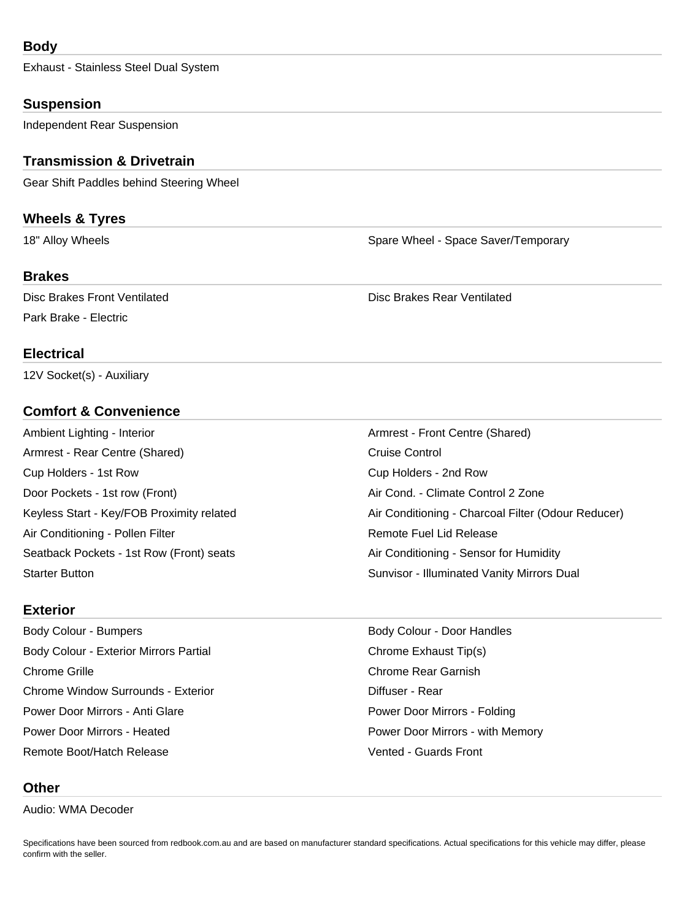## Body

Exhaust - Stainless Steel Dual System

## Suspension

Independent Rear Suspension

## Transmission & Drivetrain

Gear Shift Paddles behind Steering Wheel

## Wheels & Tyres

18" Alloy Wheels

Spare Wheel - Space Saver/Temporary

## Brakes

Disc Brakes Front Ventilated

Disc Brakes Rear Ventilated

Park Brake - Electric

## Electrical

12V Socket(s) - Auxiliary

## Comfort & Convenience

Ambient Lighting - Interior

Armrest - Front Centre (Shared)

Armrest - Rear Centre (Shared)

Cruise Control

Cup Holders - 1st Row

Cup Holders - 2nd Row

Door Pockets - 1st row (Front)

Air Cond. - Climate Control 2 Zone

Keyless Start - Key/FOB Proximity related

Air Conditioning - Charcoal Filter (Odour Reducer)

Air Conditioning - Pollen Filter

Remote Fuel Lid Release

Seatback Pockets - 1st Row (Front) seats

Air Conditioning - Sensor for Humidity

Starter Button

Sunvisor - Illuminated Vanity Mirrors Dual

## Exterior

Body Colour - Bumpers

Body Colour - Door Handles

Body Colour - Exterior Mirrors Partial

Chrome Exhaust Tip(s)

Chrome Grille

Chrome Rear Garnish

Chrome Window Surrounds - Exterior

Diffuser - Rear

Power Door Mirrors - Anti Glare

Power Door Mirrors - Folding

Power Door Mirrors - Heated

Power Door Mirrors - with Memory

Remote Boot/Hatch Release

Vented - Guards Front

## Other

Audio: WMA Decoder

Specifications have been sourced from redbook.com.au and are based on manufacturer standard specifications. Actual specifications for this vehicle may differ, please confirm with the seller.